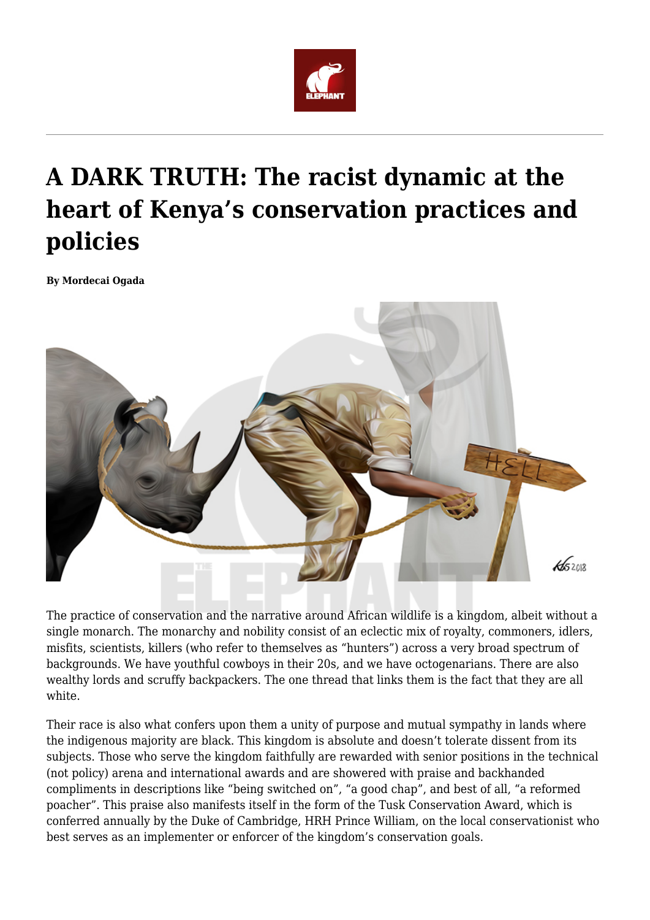# A DARK TRUTH: The racist dynamic at the heart of Kenya's conservation practices and policies

**By Mordecai Ogada**

The practice of conservation and the narrative around African wildlife is a kingdom, albeit without a single monarch. The monarchy and nobility consist of an eclectic mix of royalty, commoners, idlers, misfits, scientists, killers (who refer to themselves as "hunters") across a very broad spectrum of backgrounds. We have youthful cowboys in their 20s, and we have octogenarians. There are also wealthy lords and scruffy backpackers. The one thread that links them is the fact that they are all white.

Their race is also what confers upon them a unity of purpose and mutual sympathy in lands where the indigenous majority are black. This kingdom is absolute and doesn't tolerate dissent from its subjects. Those who serve the kingdom faithfully are rewarded with senior positions in the technical (not policy) arena and international awards and are showered with praise and backhanded compliments in descriptions like "being switched on", "a good chap", and best of all, "a reformed poacher". This praise also manifests itself in the form of the Tusk Conservation Award, which is conferred annually by the Duke of Cambridge, HRH Prince William, on the local conservationist who best serves as an implementer or enforcer of the kingdom's conservation goals.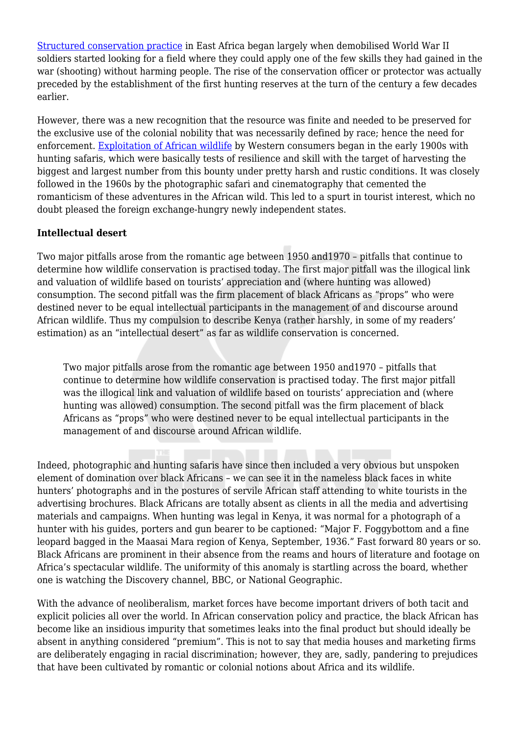[Structured conservation practice] in East Africa began largely when demobilised World War II soldiers started looking for a field where they could apply one of the few skills they had gained in the war (shooting) without harming people. The rise of the conservation officer or protector was actually preceded by the establishment of the first hunting reserves at the turn of the century a few decades earlier.

However, there was a new recognition that the resource was finite and needed to be preserved for the exclusive use of the colonial nobility that was necessarily defined by race; hence the need for enforcement. [Exploitation of African wildlife] by Western consumers began in the early 1900s with hunting safaris, which were basically tests of resilience and skill with the target of harvesting the biggest and largest number from this bounty under pretty harsh and rustic conditions. It was closely followed in the 1960s by the photographic safari and cinematography that cemented the romanticism of these adventures in the African wild. This led to a spurt in tourist interest, which no doubt pleased the foreign exchange-hungry newly independent states.

**Intellectual desert**

Two major pitfalls arose from the romantic age between 1950 and1970 – pitfalls that continue to determine how wildlife conservation is practised today. The first major pitfall was the illogical link and valuation of wildlife based on tourists' appreciation and (where hunting was allowed) consumption. The second pitfall was the firm placement of black Africans as "props" who were destined never to be equal intellectual participants in the management of and discourse around African wildlife. Thus my compulsion to describe Kenya (rather harshly, in some of my readers' estimation) as an "intellectual desert" as far as wildlife conservation is concerned.

> Two major pitfalls arose from the romantic age between 1950 and1970 – pitfalls that continue to determine how wildlife conservation is practised today. The first major pitfall was the illogical link and valuation of wildlife based on tourists' appreciation and (where hunting was allowed) consumption. The second pitfall was the firm placement of black Africans as "props" who were destined never to be equal intellectual participants in the management of and discourse around African wildlife.

Indeed, photographic and hunting safaris have since then included a very obvious but unspoken element of domination over black Africans – we can see it in the nameless black faces in white hunters' photographs and in the postures of servile African staff attending to white tourists in the advertising brochures. Black Africans are totally absent as clients in all the media and advertising materials and campaigns. When hunting was legal in Kenya, it was normal for a photograph of a hunter with his guides, porters and gun bearer to be captioned: "Major F. Foggybottom and a fine leopard bagged in the Maasai Mara region of Kenya, September, 1936." Fast forward 80 years or so. Black Africans are prominent in their absence from the reams and hours of literature and footage on Africa's spectacular wildlife. The uniformity of this anomaly is startling across the board, whether one is watching the Discovery channel, BBC, or National Geographic.

With the advance of neoliberalism, market forces have become important drivers of both tacit and explicit policies all over the world. In African conservation policy and practice, the black African has become like an insidious impurity that sometimes leaks into the final product but should ideally be absent in anything considered "premium". This is not to say that media houses and marketing firms are deliberately engaging in racial discrimination; however, they are, sadly, pandering to prejudices that have been cultivated by romantic or colonial notions about Africa and its wildlife.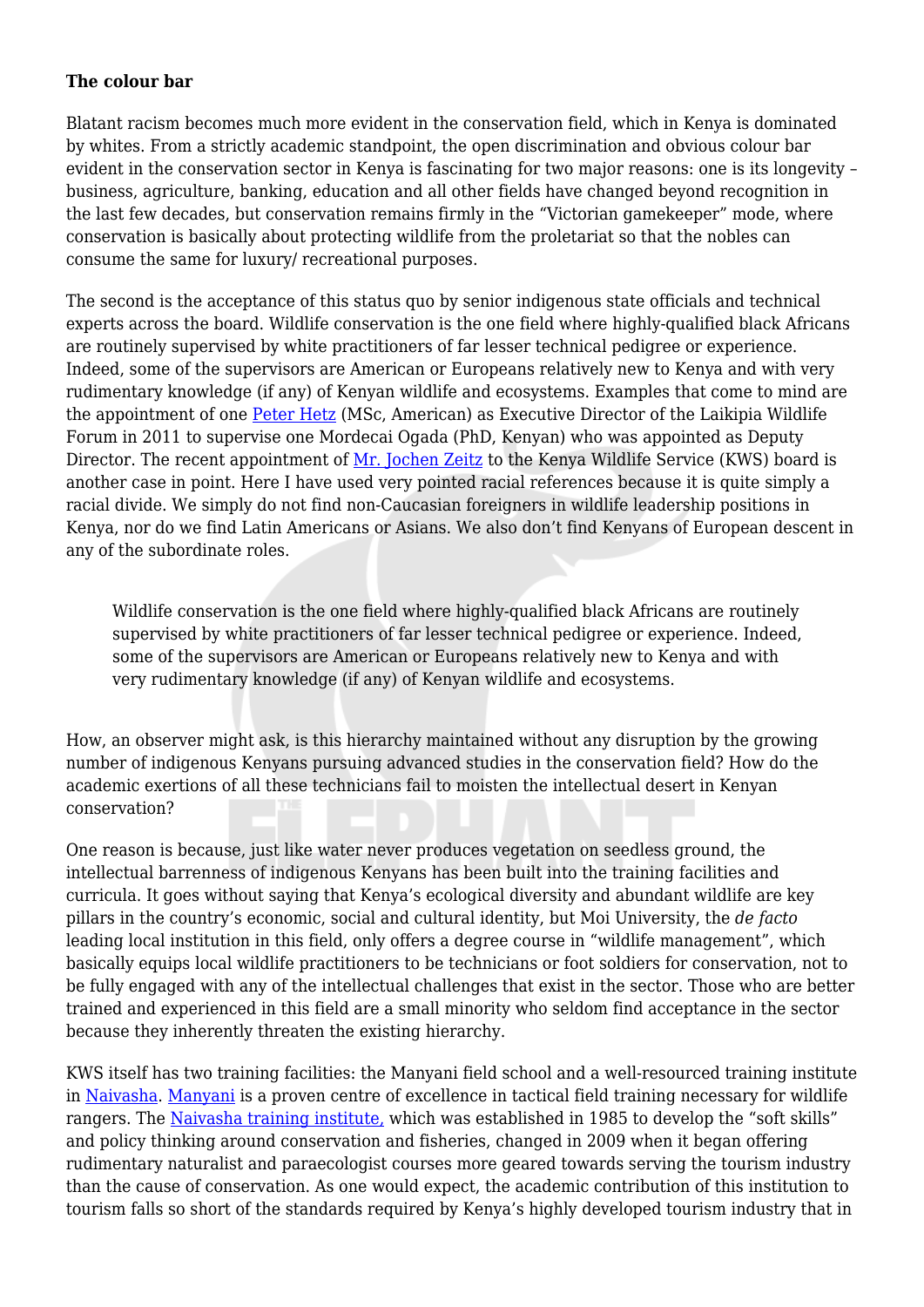**The colour bar**

Blatant racism becomes much more evident in the conservation field, which in Kenya is dominated by whites. From a strictly academic standpoint, the open discrimination and obvious colour bar evident in the conservation sector in Kenya is fascinating for two major reasons: one is its longevity – business, agriculture, banking, education and all other fields have changed beyond recognition in the last few decades, but conservation remains firmly in the "Victorian gamekeeper" mode, where conservation is basically about protecting wildlife from the proletariat so that the nobles can consume the same for luxury/ recreational purposes.

The second is the acceptance of this status quo by senior indigenous state officials and technical experts across the board. Wildlife conservation is the one field where highly-qualified black Africans are routinely supervised by white practitioners of far lesser technical pedigree or experience. Indeed, some of the supervisors are American or Europeans relatively new to Kenya and with very rudimentary knowledge (if any) of Kenyan wildlife and ecosystems. Examples that come to mind are the appointment of one Peter Hetz (MSc, American) as Executive Director of the Laikipia Wildlife Forum in 2011 to supervise one Mordecai Ogada (PhD, Kenyan) who was appointed as Deputy Director. The recent appointment of Mr. Jochen Zeitz to the Kenya Wildlife Service (KWS) board is another case in point. Here I have used very pointed racial references because it is quite simply a racial divide. We simply do not find non-Caucasian foreigners in wildlife leadership positions in Kenya, nor do we find Latin Americans or Asians. We also don't find Kenyans of European descent in any of the subordinate roles.

> Wildlife conservation is the one field where highly-qualified black Africans are routinely supervised by white practitioners of far lesser technical pedigree or experience. Indeed, some of the supervisors are American or Europeans relatively new to Kenya and with very rudimentary knowledge (if any) of Kenyan wildlife and ecosystems.

How, an observer might ask, is this hierarchy maintained without any disruption by the growing number of indigenous Kenyans pursuing advanced studies in the conservation field? How do the academic exertions of all these technicians fail to moisten the intellectual desert in Kenyan conservation?

One reason is because, just like water never produces vegetation on seedless ground, the intellectual barrenness of indigenous Kenyans has been built into the training facilities and curricula. It goes without saying that Kenya's ecological diversity and abundant wildlife are key pillars in the country's economic, social and cultural identity, but Moi University, the *de facto* leading local institution in this field, only offers a degree course in "wildlife management", which basically equips local wildlife practitioners to be technicians or foot soldiers for conservation, not to be fully engaged with any of the intellectual challenges that exist in the sector. Those who are better trained and experienced in this field are a small minority who seldom find acceptance in the sector because they inherently threaten the existing hierarchy.

KWS itself has two training facilities: the Manyani field school and a well-resourced training institute in Naivasha. Manyani is a proven centre of excellence in tactical field training necessary for wildlife rangers. The Naivasha training institute, which was established in 1985 to develop the "soft skills" and policy thinking around conservation and fisheries, changed in 2009 when it began offering rudimentary naturalist and paraecologist courses more geared towards serving the tourism industry than the cause of conservation. As one would expect, the academic contribution of this institution to tourism falls so short of the standards required by Kenya's highly developed tourism industry that in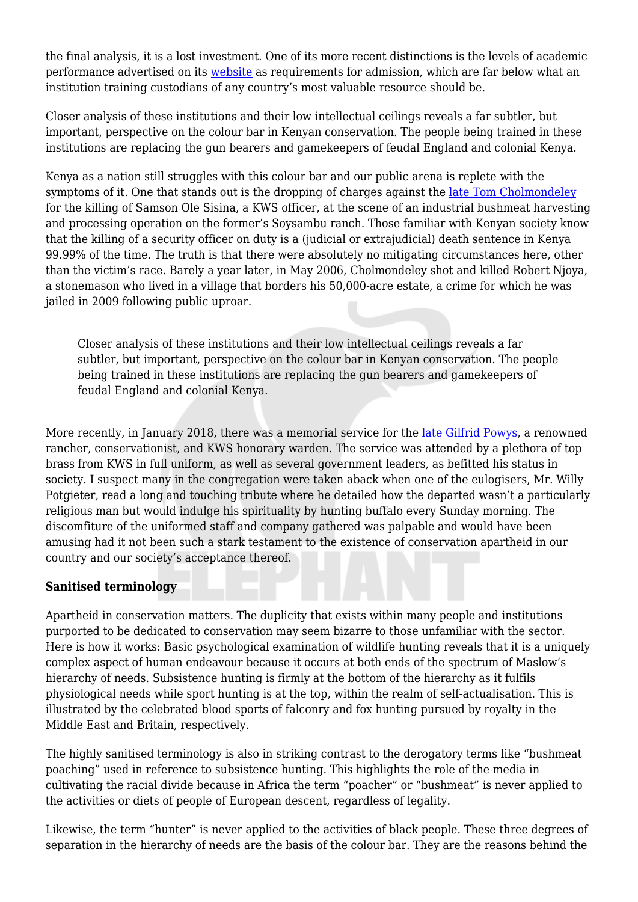the final analysis, it is a lost investment. One of its more recent distinctions is the levels of academic performance advertised on its [website](#) as requirements for admission, which are far below what an institution training custodians of any country's most valuable resource should be.

Closer analysis of these institutions and their low intellectual ceilings reveals a far subtler, but important, perspective on the colour bar in Kenyan conservation. The people being trained in these institutions are replacing the gun bearers and gamekeepers of feudal England and colonial Kenya.

Kenya as a nation still struggles with this colour bar and our public arena is replete with the symptoms of it. One that stands out is the dropping of charges against the [late Tom Cholmondeley](#) for the killing of Samson Ole Sisina, a KWS officer, at the scene of an industrial bushmeat harvesting and processing operation on the former's Soysambu ranch. Those familiar with Kenyan society know that the killing of a security officer on duty is a (judicial or extrajudicial) death sentence in Kenya 99.99% of the time. The truth is that there were absolutely no mitigating circumstances here, other than the victim's race. Barely a year later, in May 2006, Cholmondeley shot and killed Robert Njoya, a stonemason who lived in a village that borders his 50,000-acre estate, a crime for which he was jailed in 2009 following public uproar.

> Closer analysis of these institutions and their low intellectual ceilings reveals a far subtler, but important, perspective on the colour bar in Kenyan conservation. The people being trained in these institutions are replacing the gun bearers and gamekeepers of feudal England and colonial Kenya.

More recently, in January 2018, there was a memorial service for the [late Gilfrid Powys](#), a renowned rancher, conservationist, and KWS honorary warden. The service was attended by a plethora of top brass from KWS in full uniform, as well as several government leaders, as befitted his status in society. I suspect many in the congregation were taken aback when one of the eulogisers, Mr. Willy Potgieter, read a long and touching tribute where he detailed how the departed wasn't a particularly religious man but would indulge his spirituality by hunting buffalo every Sunday morning. The discomfiture of the uniformed staff and company gathered was palpable and would have been amusing had it not been such a stark testament to the existence of conservation apartheid in our country and our society's acceptance thereof.

**Sanitised terminology**

Apartheid in conservation matters. The duplicity that exists within many people and institutions purported to be dedicated to conservation may seem bizarre to those unfamiliar with the sector. Here is how it works: Basic psychological examination of wildlife hunting reveals that it is a uniquely complex aspect of human endeavour because it occurs at both ends of the spectrum of Maslow's hierarchy of needs. Subsistence hunting is firmly at the bottom of the hierarchy as it fulfils physiological needs while sport hunting is at the top, within the realm of self-actualisation. This is illustrated by the celebrated blood sports of falconry and fox hunting pursued by royalty in the Middle East and Britain, respectively.

The highly sanitised terminology is also in striking contrast to the derogatory terms like "bushmeat poaching" used in reference to subsistence hunting. This highlights the role of the media in cultivating the racial divide because in Africa the term "poacher" or "bushmeat" is never applied to the activities or diets of people of European descent, regardless of legality.

Likewise, the term "hunter" is never applied to the activities of black people. These three degrees of separation in the hierarchy of needs are the basis of the colour bar. They are the reasons behind the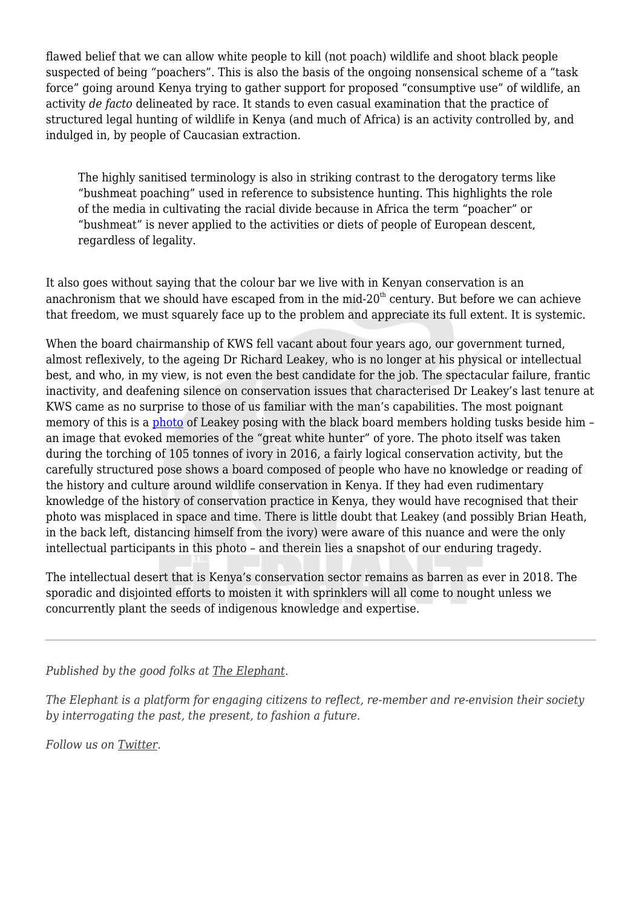flawed belief that we can allow white people to kill (not poach) wildlife and shoot black people suspected of being "poachers". This is also the basis of the ongoing nonsensical scheme of a "task force" going around Kenya trying to gather support for proposed "consumptive use" of wildlife, an activity *de facto* delineated by race. It stands to even casual examination that the practice of structured legal hunting of wildlife in Kenya (and much of Africa) is an activity controlled by, and indulged in, by people of Caucasian extraction.

> The highly sanitised terminology is also in striking contrast to the derogatory terms like "bushmeat poaching" used in reference to subsistence hunting. This highlights the role of the media in cultivating the racial divide because in Africa the term "poacher" or "bushmeat" is never applied to the activities or diets of people of European descent, regardless of legality.

It also goes without saying that the colour bar we live with in Kenyan conservation is an anachronism that we should have escaped from in the mid-20th century. But before we can achieve that freedom, we must squarely face up to the problem and appreciate its full extent. It is systemic.

When the board chairmanship of KWS fell vacant about four years ago, our government turned, almost reflexively, to the ageing Dr Richard Leakey, who is no longer at his physical or intellectual best, and who, in my view, is not even the best candidate for the job. The spectacular failure, frantic inactivity, and deafening silence on conservation issues that characterised Dr Leakey's last tenure at KWS came as no surprise to those of us familiar with the man's capabilities. The most poignant memory of this is a [photo](#) of Leakey posing with the black board members holding tusks beside him – an image that evoked memories of the "great white hunter" of yore. The photo itself was taken during the torching of 105 tonnes of ivory in 2016, a fairly logical conservation activity, but the carefully structured pose shows a board composed of people who have no knowledge or reading of the history and culture around wildlife conservation in Kenya. If they had even rudimentary knowledge of the history of conservation practice in Kenya, they would have recognised that their photo was misplaced in space and time. There is little doubt that Leakey (and possibly Brian Heath, in the back left, distancing himself from the ivory) were aware of this nuance and were the only intellectual participants in this photo – and therein lies a snapshot of our enduring tragedy.

The intellectual desert that is Kenya's conservation sector remains as barren as ever in 2018. The sporadic and disjointed efforts to moisten it with sprinklers will all come to nought unless we concurrently plant the seeds of indigenous knowledge and expertise.

---

*Published by the good folks at The Elephant.*

*The Elephant is a platform for engaging citizens to reflect, re-member and re-envision their society by interrogating the past, the present, to fashion a future.*

*Follow us on Twitter.*